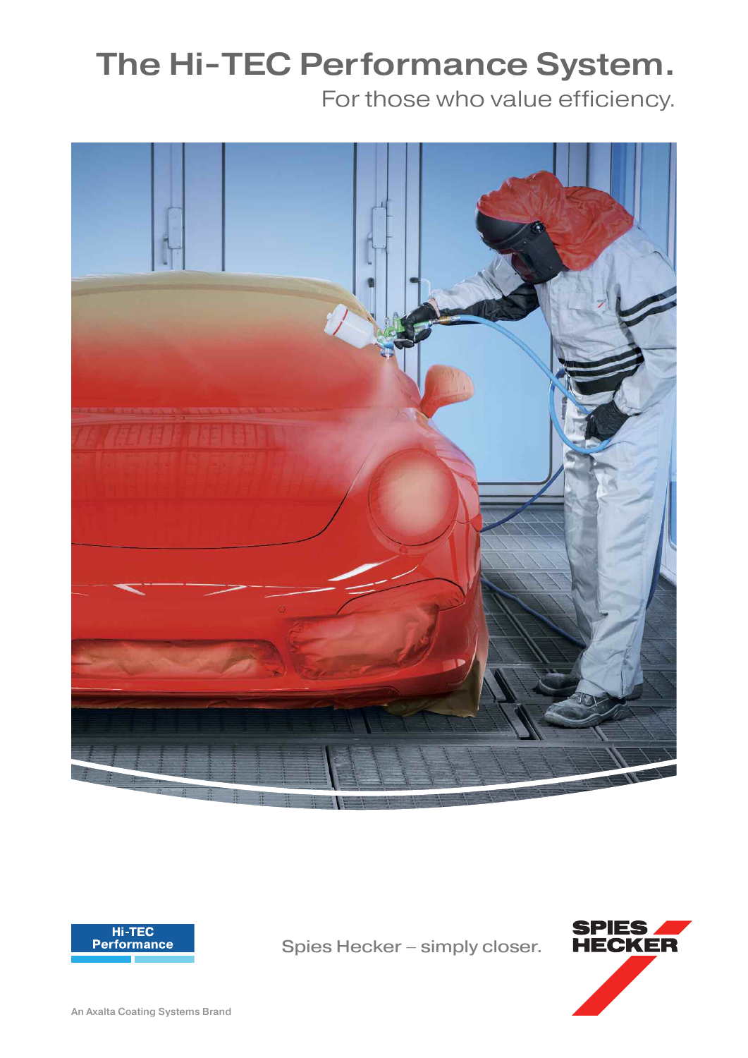# The Hi-TEC Performance System.

For those who value efficiency.

Hi-TEC Performance

Spies Hecker – simply closer.

SPIES HECKER

An Axalta Coating Systems Brand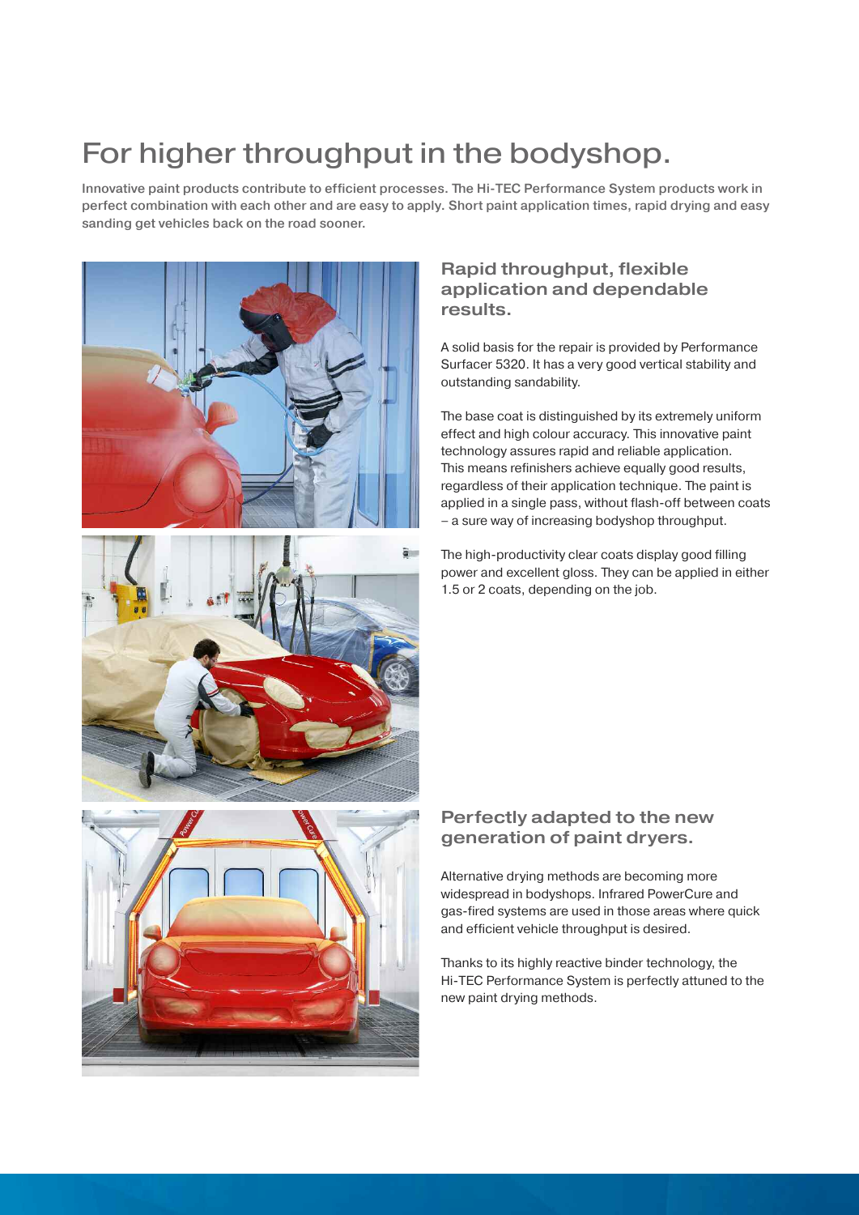# For higher throughput in the bodyshop.

**Innovative paint products contribute to efficient processes. The Hi-TEC Performance System products work in perfect combination with each other and are easy to apply. Short paint application times, rapid drying and easy sanding get vehicles back on the road sooner.**

## Rapid throughput, flexible application and dependable results.

A solid basis for the repair is provided by Performance Surfacer 5320. It has a very good vertical stability and outstanding sandability.

The base coat is distinguished by its extremely uniform effect and high colour accuracy. This innovative paint technology assures rapid and reliable application. This means refinishers achieve equally good results, regardless of their application technique. The paint is applied in a single pass, without flash-off between coats – a sure way of increasing bodyshop throughput.

The high-productivity clear coats display good filling power and excellent gloss. They can be applied in either 1.5 or 2 coats, depending on the job.

## Perfectly adapted to the new generation of paint dryers.

Alternative drying methods are becoming more widespread in bodyshops. Infrared PowerCure and gas-fired systems are used in those areas where quick and efficient vehicle throughput is desired.

Thanks to its highly reactive binder technology, the Hi-TEC Performance System is perfectly attuned to the new paint drying methods.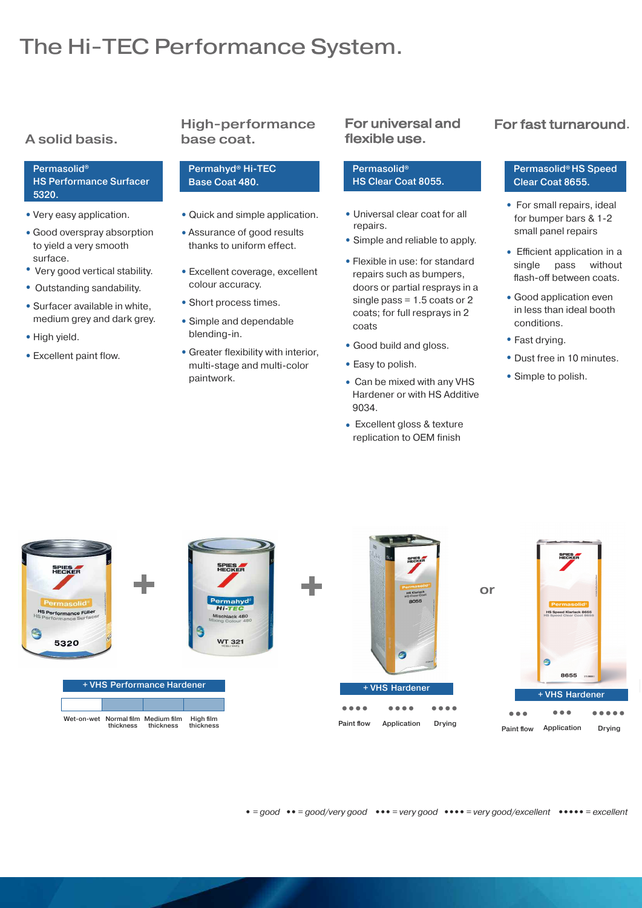# The Hi-TEC Performance System.

## A solid basis.

**Permasolid® HS Performance Surfacer 5320.**

- Very easy application.
- Good overspray absorption to yield a very smooth surface.
- Very good vertical stability.
- Outstanding sandability.
- Surfacer available in white, medium grey and dark grey.
- High yield.
- Excellent paint flow.

## High-performance base coat.

**Permahyd® Hi-TEC Base Coat 480.**

- Quick and simple application.
- Assurance of good results thanks to uniform effect.
- Excellent coverage, excellent colour accuracy.
- Short process times.
- Simple and dependable blending-in.
- Greater flexibility with interior, multi-stage and multi-color paintwork.

## For universal and flexible use.

**Permasolid® HS Clear Coat 8055.**

- Universal clear coat for all repairs.
- Simple and reliable to apply.
- Flexible in use: for standard repairs such as bumpers, doors or partial resprays in a single pass = 1.5 coats or 2 coats; for full resprays in 2 coats
- Good build and gloss.
- Easy to polish.
- Can be mixed with any VHS Hardener or with HS Additive 9034.
- Excellent gloss & texture replication to OEM finish

## For fast turnaround.

**Permasolid® HS Speed Clear Coat 8655.**

- For small repairs, ideal for bumper bars & 1-2 small panel repairs
- Efficient application in a single pass without flash-off between coats.
- Good application even in less than ideal booth conditions.
- Fast drying.
- Dust free in 10 minutes.
- Simple to polish.

5320 + WT 321 + VHS Performance Hardener

| Wet-on-wet | Normal film thickness | Medium film thickness | High film thickness |
|---|---|---|---|

+ 8055 + VHS Hardener

| Paint flow | Application | Drying |
|---|---|---|
| •••• | •••• | •••• |

or

8655 + VHS Hardener

| Paint flow | Application | Drying |
|---|---|---|
| ••• | ••• | ••••• |

*• = good •• = good/very good ••• = very good •••• = very good/excellent ••••• = excellent*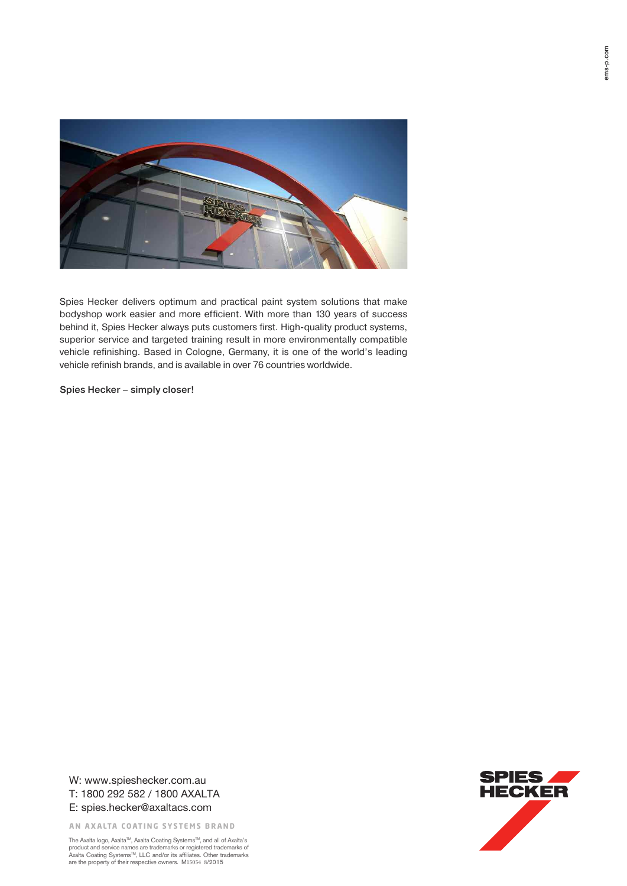Spies Hecker delivers optimum and practical paint system solutions that make bodyshop work easier and more efficient. With more than 130 years of success behind it, Spies Hecker always puts customers first. High-quality product systems, superior service and targeted training result in more environmentally compatible vehicle refinishing. Based in Cologne, Germany, it is one of the world's leading vehicle refinish brands, and is available in over 76 countries worldwide.

**Spies Hecker – simply closer!**

W: www.spieshecker.com.au
T: 1800 292 582 / 1800 AXALTA
E: spies.hecker@axaltacs.com

AN AXALTA COATING SYSTEMS BRAND

The Axalta logo, Axalta™, Axalta Coating Systems™, and all of Axalta's product and service names are trademarks or registered trademarks of Axalta Coating Systems™, LLC and/or its affiliates. Other trademarks are the property of their respective owners. M15054 8/2015

SPIES HECKER

ems-p.com